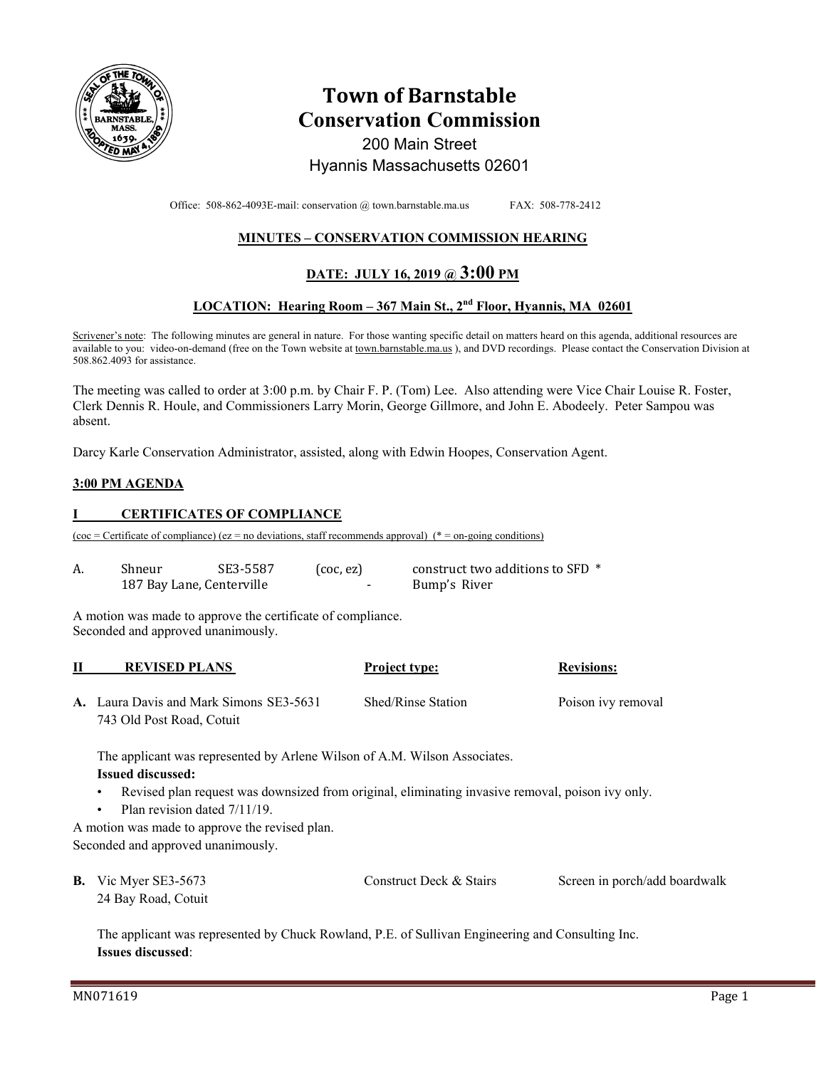# Town of Barnstable Conservation Commission

200 Main Street
Hyannis Massachusetts 02601

Office: 508-862-4093E-mail: conservation @ town.barnstable.ma.us FAX: 508-778-2412

## MINUTES – CONSERVATION COMMISSION HEARING

## DATE: JULY 16, 2019 @ 3:00 PM

### LOCATION: Hearing Room – 367 Main St., 2nd Floor, Hyannis, MA 02601

Scrivener's note: The following minutes are general in nature. For those wanting specific detail on matters heard on this agenda, additional resources are available to you: video-on-demand (free on the Town website at town.barnstable.ma.us ), and DVD recordings. Please contact the Conservation Division at 508.862.4093 for assistance.

The meeting was called to order at 3:00 p.m. by Chair F. P. (Tom) Lee. Also attending were Vice Chair Louise R. Foster, Clerk Dennis R. Houle, and Commissioners Larry Morin, George Gillmore, and John E. Abodeely. Peter Sampou was absent.

Darcy Karle Conservation Administrator, assisted, along with Edwin Hoopes, Conservation Agent.

### 3:00 PM AGENDA

### I CERTIFICATES OF COMPLIANCE

(coc = Certificate of compliance) (ez = no deviations, staff recommends approval) (* = on-going conditions)

| | | | | |
|---|---|---|---|---|
| A. | Shneur | SE3-5587 | (coc, ez) | construct two additions to SFD * |
| | 187 Bay Lane, Centerville | | - | Bump's River |

A motion was made to approve the certificate of compliance.
Seconded and approved unanimously.

| II REVISED PLANS | Project type: | Revisions: |
|---|---|---|
| **A.** Laura Davis and Mark Simons SE3-5631<br>743 Old Post Road, Cotuit | Shed/Rinse Station | Poison ivy removal |

The applicant was represented by Arlene Wilson of A.M. Wilson Associates.

**Issued discussed:**

- Revised plan request was downsized from original, eliminating invasive removal, poison ivy only.
- Plan revision dated 7/11/19.

A motion was made to approve the revised plan.
Seconded and approved unanimously.

| | | |
|---|---|---|
| **B.** Vic Myer SE3-5673<br>24 Bay Road, Cotuit | Construct Deck & Stairs | Screen in porch/add boardwalk |

The applicant was represented by Chuck Rowland, P.E. of Sullivan Engineering and Consulting Inc.

**Issues discussed**: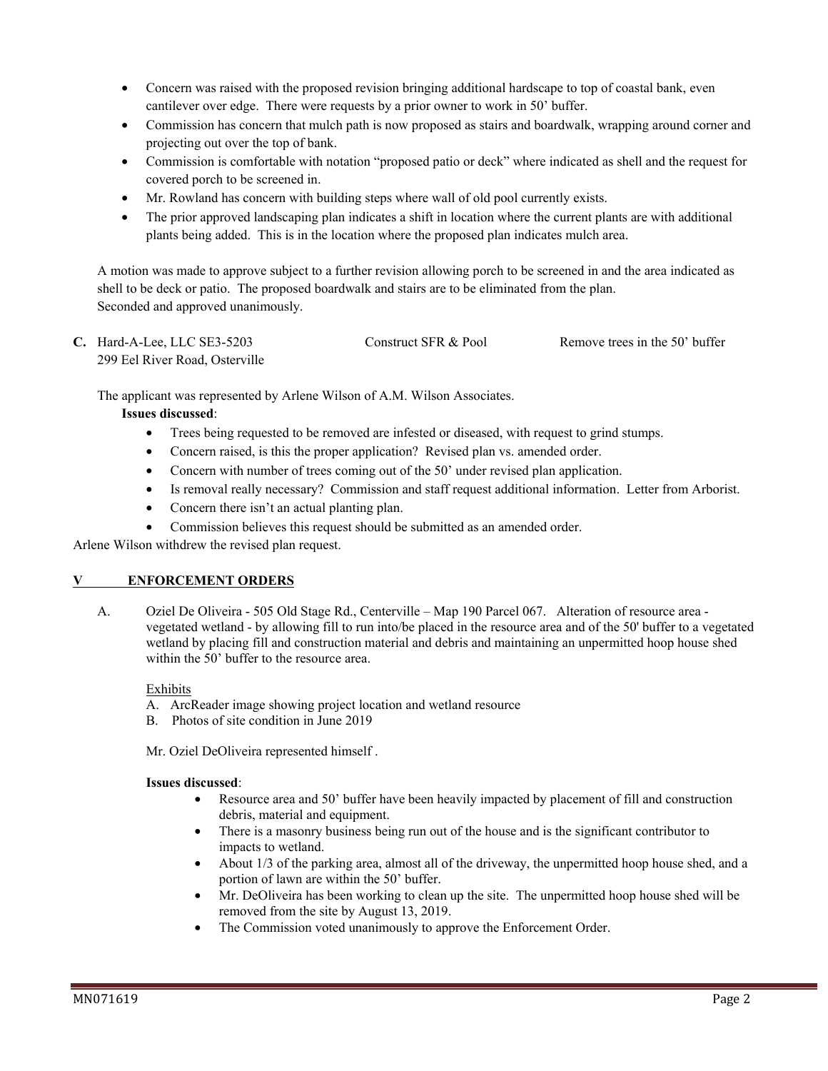- Concern was raised with the proposed revision bringing additional hardscape to top of coastal bank, even cantilever over edge. There were requests by a prior owner to work in 50' buffer.
- Commission has concern that mulch path is now proposed as stairs and boardwalk, wrapping around corner and projecting out over the top of bank.
- Commission is comfortable with notation "proposed patio or deck" where indicated as shell and the request for covered porch to be screened in.
- Mr. Rowland has concern with building steps where wall of old pool currently exists.
- The prior approved landscaping plan indicates a shift in location where the current plants are with additional plants being added. This is in the location where the proposed plan indicates mulch area.

A motion was made to approve subject to a further revision allowing porch to be screened in and the area indicated as shell to be deck or patio. The proposed boardwalk and stairs are to be eliminated from the plan.
Seconded and approved unanimously.

**C.** Hard-A-Lee, LLC SE3-5203 Construct SFR & Pool Remove trees in the 50' buffer
299 Eel River Road, Osterville

The applicant was represented by Arlene Wilson of A.M. Wilson Associates.

**Issues discussed**:

- Trees being requested to be removed are infested or diseased, with request to grind stumps.
- Concern raised, is this the proper application? Revised plan vs. amended order.
- Concern with number of trees coming out of the 50' under revised plan application.
- Is removal really necessary? Commission and staff request additional information. Letter from Arborist.
- Concern there isn't an actual planting plan.
- Commission believes this request should be submitted as an amended order.

Arlene Wilson withdrew the revised plan request.

## V ENFORCEMENT ORDERS

A. Oziel De Oliveira - 505 Old Stage Rd., Centerville – Map 190 Parcel 067. Alteration of resource area - vegetated wetland - by allowing fill to run into/be placed in the resource area and of the 50' buffer to a vegetated wetland by placing fill and construction material and debris and maintaining an unpermitted hoop house shed within the 50' buffer to the resource area.

Exhibits

A. ArcReader image showing project location and wetland resource
B. Photos of site condition in June 2019

Mr. Oziel DeOliveira represented himself .

**Issues discussed**:

- Resource area and 50' buffer have been heavily impacted by placement of fill and construction debris, material and equipment.
- There is a masonry business being run out of the house and is the significant contributor to impacts to wetland.
- About 1/3 of the parking area, almost all of the driveway, the unpermitted hoop house shed, and a portion of lawn are within the 50' buffer.
- Mr. DeOliveira has been working to clean up the site. The unpermitted hoop house shed will be removed from the site by August 13, 2019.
- The Commission voted unanimously to approve the Enforcement Order.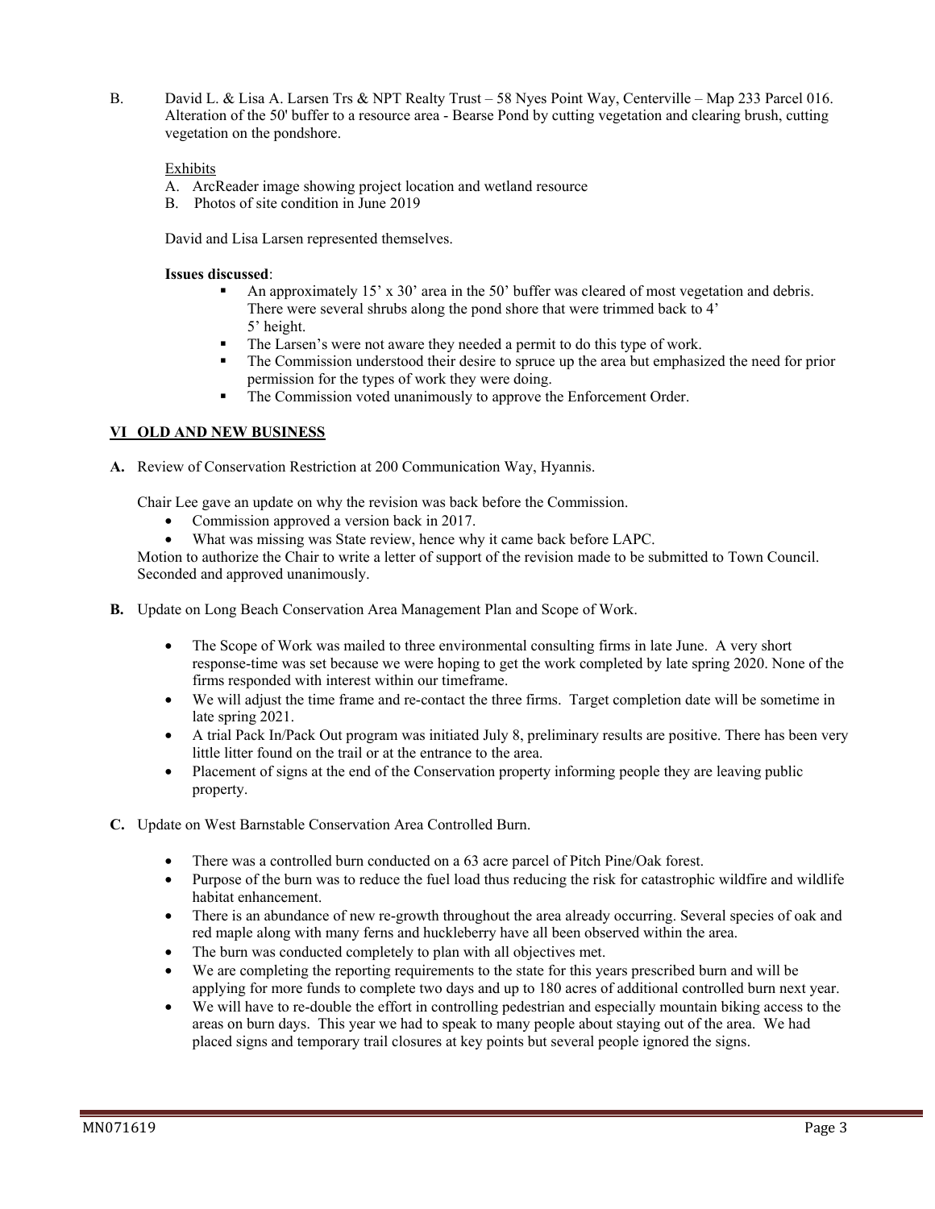B. David L. & Lisa A. Larsen Trs & NPT Realty Trust – 58 Nyes Point Way, Centerville – Map 233 Parcel 016. Alteration of the 50' buffer to a resource area - Bearse Pond by cutting vegetation and clearing brush, cutting vegetation on the pondshore.

Exhibits

A. ArcReader image showing project location and wetland resource
B. Photos of site condition in June 2019

David and Lisa Larsen represented themselves.

**Issues discussed**:

- An approximately 15' x 30' area in the 50' buffer was cleared of most vegetation and debris. There were several shrubs along the pond shore that were trimmed back to 4' 5' height.
- The Larsen's were not aware they needed a permit to do this type of work.
- The Commission understood their desire to spruce up the area but emphasized the need for prior permission for the types of work they were doing.
- The Commission voted unanimously to approve the Enforcement Order.

## VI OLD AND NEW BUSINESS

**A.** Review of Conservation Restriction at 200 Communication Way, Hyannis.

Chair Lee gave an update on why the revision was back before the Commission.

- Commission approved a version back in 2017.
- What was missing was State review, hence why it came back before LAPC.

Motion to authorize the Chair to write a letter of support of the revision made to be submitted to Town Council. Seconded and approved unanimously.

**B.** Update on Long Beach Conservation Area Management Plan and Scope of Work.

- The Scope of Work was mailed to three environmental consulting firms in late June. A very short response-time was set because we were hoping to get the work completed by late spring 2020. None of the firms responded with interest within our timeframe.
- We will adjust the time frame and re-contact the three firms. Target completion date will be sometime in late spring 2021.
- A trial Pack In/Pack Out program was initiated July 8, preliminary results are positive. There has been very little litter found on the trail or at the entrance to the area.
- Placement of signs at the end of the Conservation property informing people they are leaving public property.

**C.** Update on West Barnstable Conservation Area Controlled Burn.

- There was a controlled burn conducted on a 63 acre parcel of Pitch Pine/Oak forest.
- Purpose of the burn was to reduce the fuel load thus reducing the risk for catastrophic wildfire and wildlife habitat enhancement.
- There is an abundance of new re-growth throughout the area already occurring. Several species of oak and red maple along with many ferns and huckleberry have all been observed within the area.
- The burn was conducted completely to plan with all objectives met.
- We are completing the reporting requirements to the state for this years prescribed burn and will be applying for more funds to complete two days and up to 180 acres of additional controlled burn next year.
- We will have to re-double the effort in controlling pedestrian and especially mountain biking access to the areas on burn days. This year we had to speak to many people about staying out of the area. We had placed signs and temporary trail closures at key points but several people ignored the signs.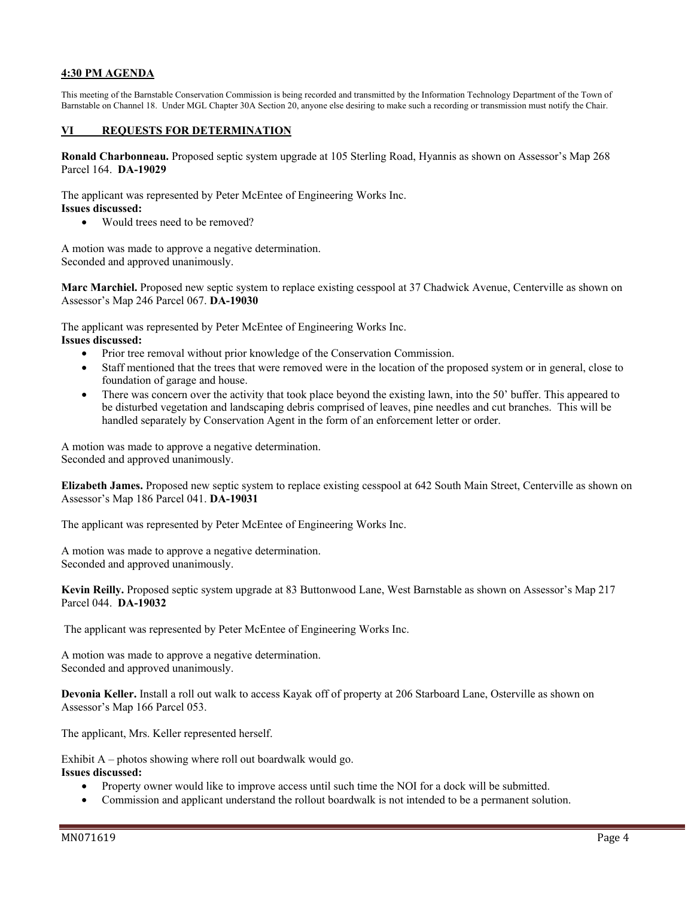**4:30 PM AGENDA**

This meeting of the Barnstable Conservation Commission is being recorded and transmitted by the Information Technology Department of the Town of Barnstable on Channel 18. Under MGL Chapter 30A Section 20, anyone else desiring to make such a recording or transmission must notify the Chair.

## VI REQUESTS FOR DETERMINATION

**Ronald Charbonneau.** Proposed septic system upgrade at 105 Sterling Road, Hyannis as shown on Assessor's Map 268 Parcel 164. **DA-19029**

The applicant was represented by Peter McEntee of Engineering Works Inc.
**Issues discussed:**

- Would trees need to be removed?

A motion was made to approve a negative determination.
Seconded and approved unanimously.

**Marc Marchiel.** Proposed new septic system to replace existing cesspool at 37 Chadwick Avenue, Centerville as shown on Assessor's Map 246 Parcel 067. **DA-19030**

The applicant was represented by Peter McEntee of Engineering Works Inc.
**Issues discussed:**

- Prior tree removal without prior knowledge of the Conservation Commission.
- Staff mentioned that the trees that were removed were in the location of the proposed system or in general, close to foundation of garage and house.
- There was concern over the activity that took place beyond the existing lawn, into the 50' buffer. This appeared to be disturbed vegetation and landscaping debris comprised of leaves, pine needles and cut branches. This will be handled separately by Conservation Agent in the form of an enforcement letter or order.

A motion was made to approve a negative determination.
Seconded and approved unanimously.

**Elizabeth James.** Proposed new septic system to replace existing cesspool at 642 South Main Street, Centerville as shown on Assessor's Map 186 Parcel 041. **DA-19031**

The applicant was represented by Peter McEntee of Engineering Works Inc.

A motion was made to approve a negative determination.
Seconded and approved unanimously.

**Kevin Reilly.** Proposed septic system upgrade at 83 Buttonwood Lane, West Barnstable as shown on Assessor's Map 217 Parcel 044. **DA-19032**

The applicant was represented by Peter McEntee of Engineering Works Inc.

A motion was made to approve a negative determination.
Seconded and approved unanimously.

**Devonia Keller.** Install a roll out walk to access Kayak off of property at 206 Starboard Lane, Osterville as shown on Assessor's Map 166 Parcel 053.

The applicant, Mrs. Keller represented herself.

Exhibit A – photos showing where roll out boardwalk would go.
**Issues discussed:**

- Property owner would like to improve access until such time the NOI for a dock will be submitted.
- Commission and applicant understand the rollout boardwalk is not intended to be a permanent solution.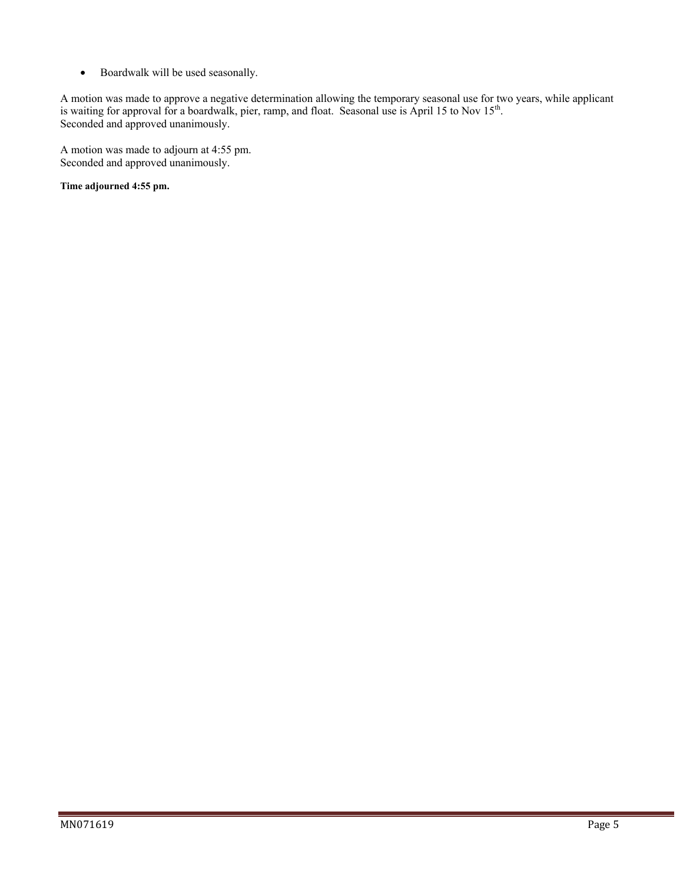- Boardwalk will be used seasonally.

A motion was made to approve a negative determination allowing the temporary seasonal use for two years, while applicant is waiting for approval for a boardwalk, pier, ramp, and float. Seasonal use is April 15 to Nov 15th.
Seconded and approved unanimously.

A motion was made to adjourn at 4:55 pm.
Seconded and approved unanimously.

**Time adjourned 4:55 pm.**